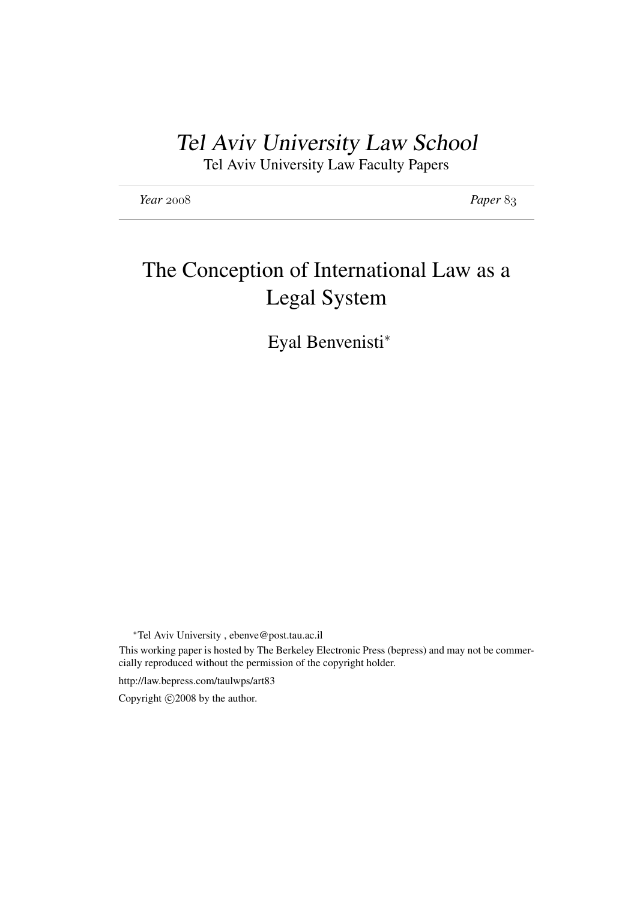*Tel Aviv University Law School*

Tel Aviv University Law Faculty Papers

*Year* 2008 *Paper* 83

# The Conception of International Law as a Legal System

Eyal Benvenisti*

*Tel Aviv University , ebenve@post.tau.ac.il

This working paper is hosted by The Berkeley Electronic Press (bepress) and may not be commercially reproduced without the permission of the copyright holder.

http://law.bepress.com/taulwps/art83

Copyright ©2008 by the author.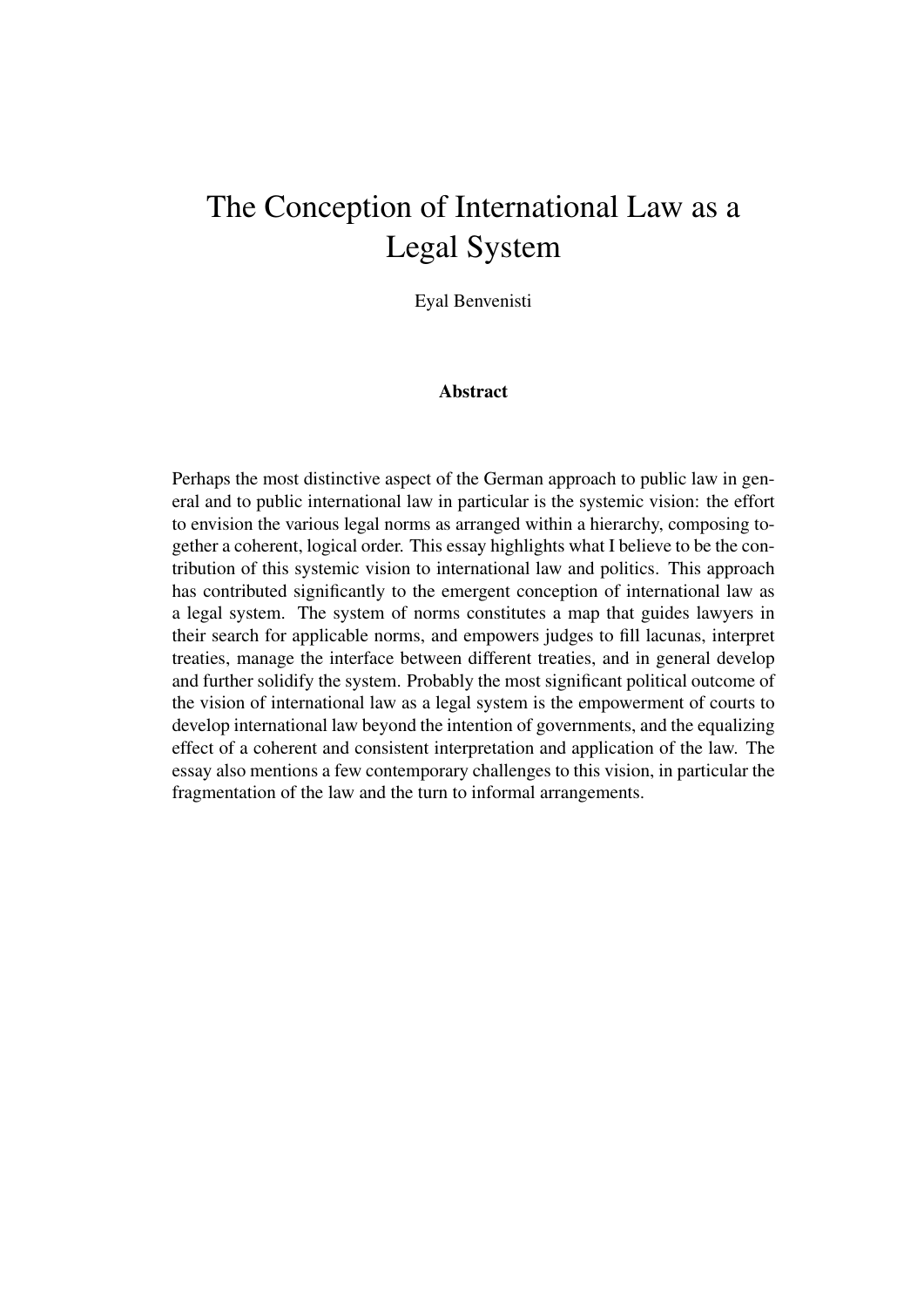# The Conception of International Law as a Legal System

Eyal Benvenisti

### Abstract

Perhaps the most distinctive aspect of the German approach to public law in general and to public international law in particular is the systemic vision: the effort to envision the various legal norms as arranged within a hierarchy, composing together a coherent, logical order. This essay highlights what I believe to be the contribution of this systemic vision to international law and politics. This approach has contributed significantly to the emergent conception of international law as a legal system. The system of norms constitutes a map that guides lawyers in their search for applicable norms, and empowers judges to fill lacunas, interpret treaties, manage the interface between different treaties, and in general develop and further solidify the system. Probably the most significant political outcome of the vision of international law as a legal system is the empowerment of courts to develop international law beyond the intention of governments, and the equalizing effect of a coherent and consistent interpretation and application of the law. The essay also mentions a few contemporary challenges to this vision, in particular the fragmentation of the law and the turn to informal arrangements.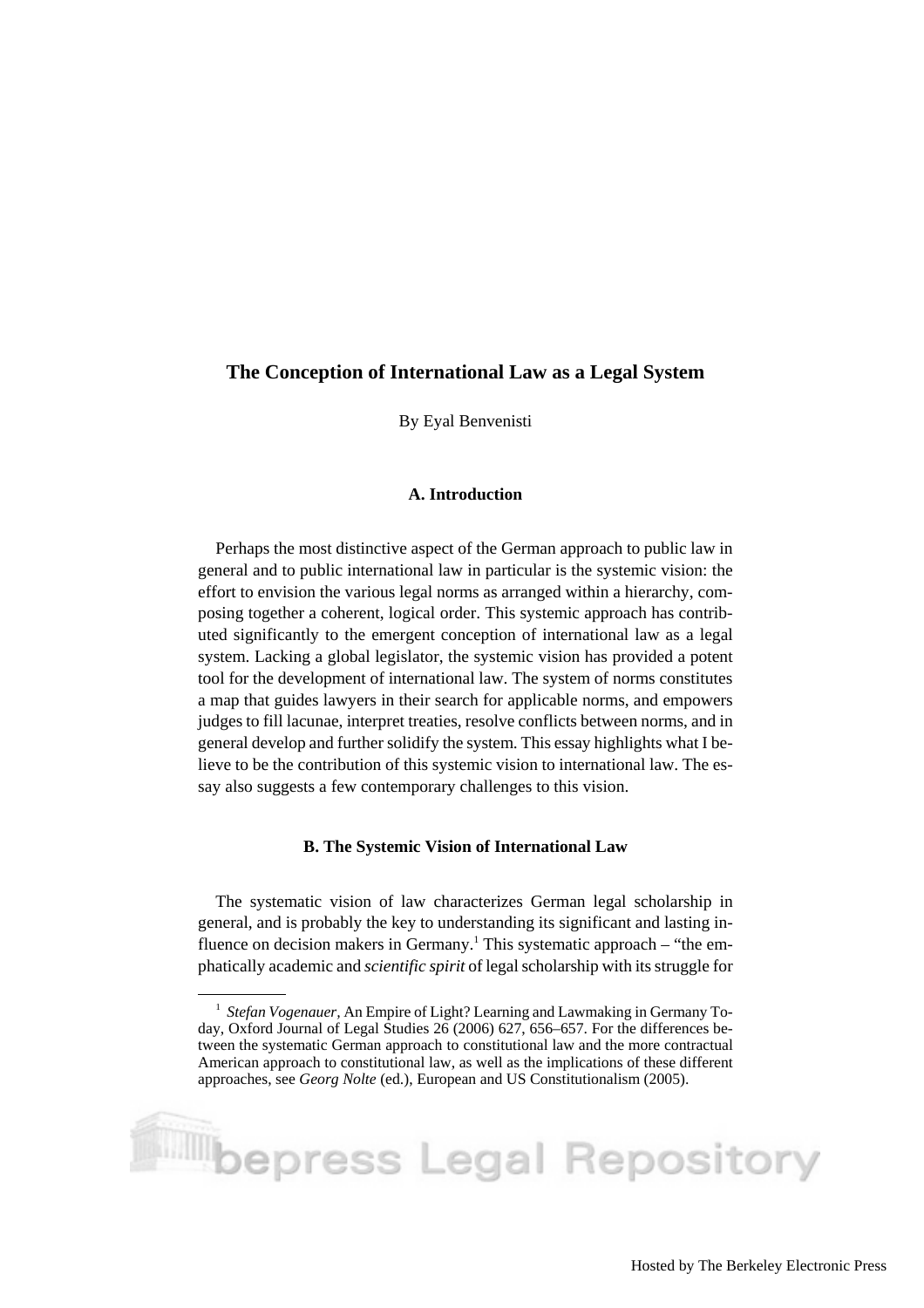# The Conception of International Law as a Legal System

By Eyal Benvenisti

### A. Introduction

Perhaps the most distinctive aspect of the German approach to public law in general and to public international law in particular is the systemic vision: the effort to envision the various legal norms as arranged within a hierarchy, composing together a coherent, logical order. This systemic approach has contributed significantly to the emergent conception of international law as a legal system. Lacking a global legislator, the systemic vision has provided a potent tool for the development of international law. The system of norms constitutes a map that guides lawyers in their search for applicable norms, and empowers judges to fill lacunae, interpret treaties, resolve conflicts between norms, and in general develop and further solidify the system. This essay highlights what I believe to be the contribution of this systemic vision to international law. The essay also suggests a few contemporary challenges to this vision.

### B. The Systemic Vision of International Law

The systematic vision of law characterizes German legal scholarship in general, and is probably the key to understanding its significant and lasting influence on decision makers in Germany.[1] This systematic approach – "the emphatically academic and *scientific spirit* of legal scholarship with its struggle for

---

[1] *Stefan Vogenauer*, An Empire of Light? Learning and Lawmaking in Germany Today, Oxford Journal of Legal Studies 26 (2006) 627, 656–657. For the differences between the systematic German approach to constitutional law and the more contractual American approach to constitutional law, as well as the implications of these different approaches, see *Georg Nolte* (ed.), European and US Constitutionalism (2005).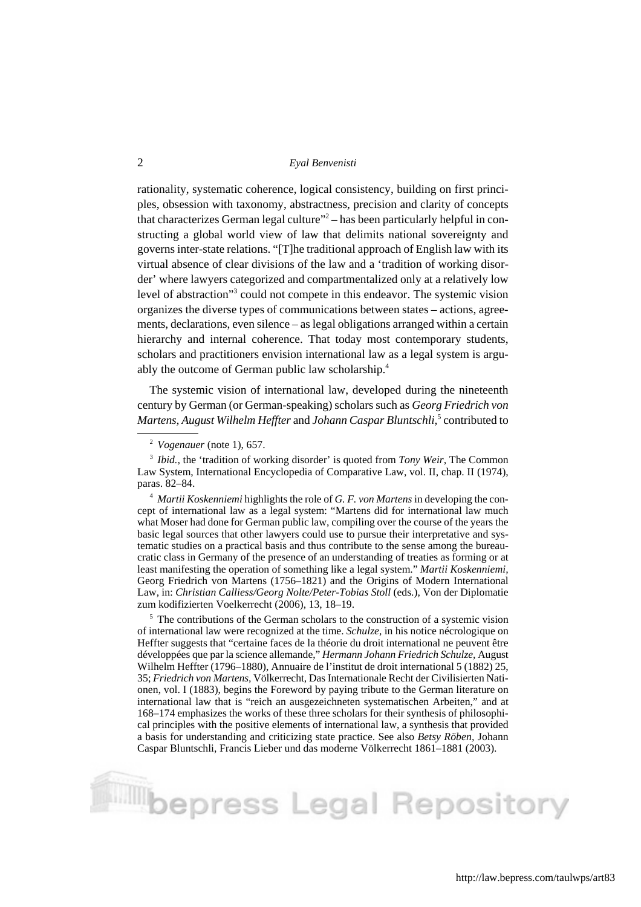rationality, systematic coherence, logical consistency, building on first principles, obsession with taxonomy, abstractness, precision and clarity of concepts that characterizes German legal culture"[2] – has been particularly helpful in constructing a global world view of law that delimits national sovereignty and governs inter-state relations. "[T]he traditional approach of English law with its virtual absence of clear divisions of the law and a 'tradition of working disorder' where lawyers categorized and compartmentalized only at a relatively low level of abstraction"[3] could not compete in this endeavor. The systemic vision organizes the diverse types of communications between states – actions, agreements, declarations, even silence – as legal obligations arranged within a certain hierarchy and internal coherence. That today most contemporary students, scholars and practitioners envision international law as a legal system is arguably the outcome of German public law scholarship.[4]

The systemic vision of international law, developed during the nineteenth century by German (or German-speaking) scholars such as *Georg Friedrich von Martens, August Wilhelm Heffter* and *Johann Caspar Bluntschli,*[5] contributed to

---

[2] *Vogenauer* (note 1), 657.

[3] *Ibid.*, the 'tradition of working disorder' is quoted from *Tony Weir*, The Common Law System, International Encyclopedia of Comparative Law, vol. II, chap. II (1974), paras. 82–84.

[4] *Martii Koskenniemi* highlights the role of *G. F. von Martens* in developing the concept of international law as a legal system: "Martens did for international law much what Moser had done for German public law, compiling over the course of the years the basic legal sources that other lawyers could use to pursue their interpretative and systematic studies on a practical basis and thus contribute to the sense among the bureaucratic class in Germany of the presence of an understanding of treaties as forming or at least manifesting the operation of something like a legal system." *Martii Koskenniemi*, Georg Friedrich von Martens (1756–1821) and the Origins of Modern International Law, in: *Christian Calliess/Georg Nolte/Peter-Tobias Stoll* (eds.), Von der Diplomatie zum kodifizierten Voelkerrecht (2006), 13, 18–19.

[5] The contributions of the German scholars to the construction of a systemic vision of international law were recognized at the time. *Schulze*, in his notice nécrologique on Heffter suggests that "certaine faces de la théorie du droit international ne peuvent être développées que par la science allemande," *Hermann Johann Friedrich Schulze*, August Wilhelm Heffter (1796–1880), Annuaire de l'institut de droit international 5 (1882) 25, 35; *Friedrich von Martens*, Völkerrecht, Das Internationale Recht der Civilisierten Nationen, vol. I (1883), begins the Foreword by paying tribute to the German literature on international law that is "reich an ausgezeichneten systematischen Arbeiten," and at 168–174 emphasizes the works of these three scholars for their synthesis of philosophical principles with the positive elements of international law, a synthesis that provided a basis for understanding and criticizing state practice. See also *Betsy Röben*, Johann Caspar Bluntschli, Francis Lieber und das moderne Völkerrecht 1861–1881 (2003).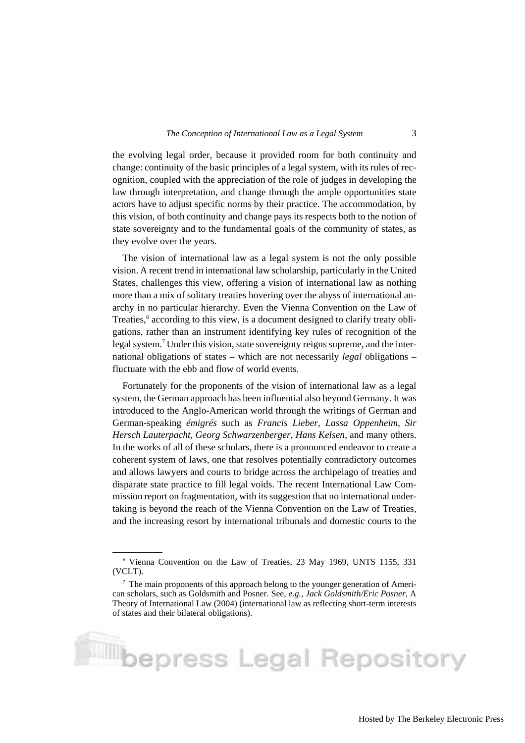the evolving legal order, because it provided room for both continuity and change: continuity of the basic principles of a legal system, with its rules of recognition, coupled with the appreciation of the role of judges in developing the law through interpretation, and change through the ample opportunities state actors have to adjust specific norms by their practice. The accommodation, by this vision, of both continuity and change pays its respects both to the notion of state sovereignty and to the fundamental goals of the community of states, as they evolve over the years.

The vision of international law as a legal system is not the only possible vision. A recent trend in international law scholarship, particularly in the United States, challenges this view, offering a vision of international law as nothing more than a mix of solitary treaties hovering over the abyss of international anarchy in no particular hierarchy. Even the Vienna Convention on the Law of Treaties,[6] according to this view, is a document designed to clarify treaty obligations, rather than an instrument identifying key rules of recognition of the legal system.[7] Under this vision, state sovereignty reigns supreme, and the international obligations of states – which are not necessarily *legal* obligations – fluctuate with the ebb and flow of world events.

Fortunately for the proponents of the vision of international law as a legal system, the German approach has been influential also beyond Germany. It was introduced to the Anglo-American world through the writings of German and German-speaking *émigrés* such as *Francis Lieber, Lassa Oppenheim, Sir Hersch Lauterpacht, Georg Schwarzenberger, Hans Kelsen*, and many others. In the works of all of these scholars, there is a pronounced endeavor to create a coherent system of laws, one that resolves potentially contradictory outcomes and allows lawyers and courts to bridge across the archipelago of treaties and disparate state practice to fill legal voids. The recent International Law Commission report on fragmentation, with its suggestion that no international undertaking is beyond the reach of the Vienna Convention on the Law of Treaties, and the increasing resort by international tribunals and domestic courts to the

---

[6] Vienna Convention on the Law of Treaties, 23 May 1969, UNTS 1155, 331 (VCLT).

[7] The main proponents of this approach belong to the younger generation of American scholars, such as Goldsmith and Posner. See, *e.g.*, *Jack Goldsmith/Eric Posner*, A Theory of International Law (2004) (international law as reflecting short-term interests of states and their bilateral obligations).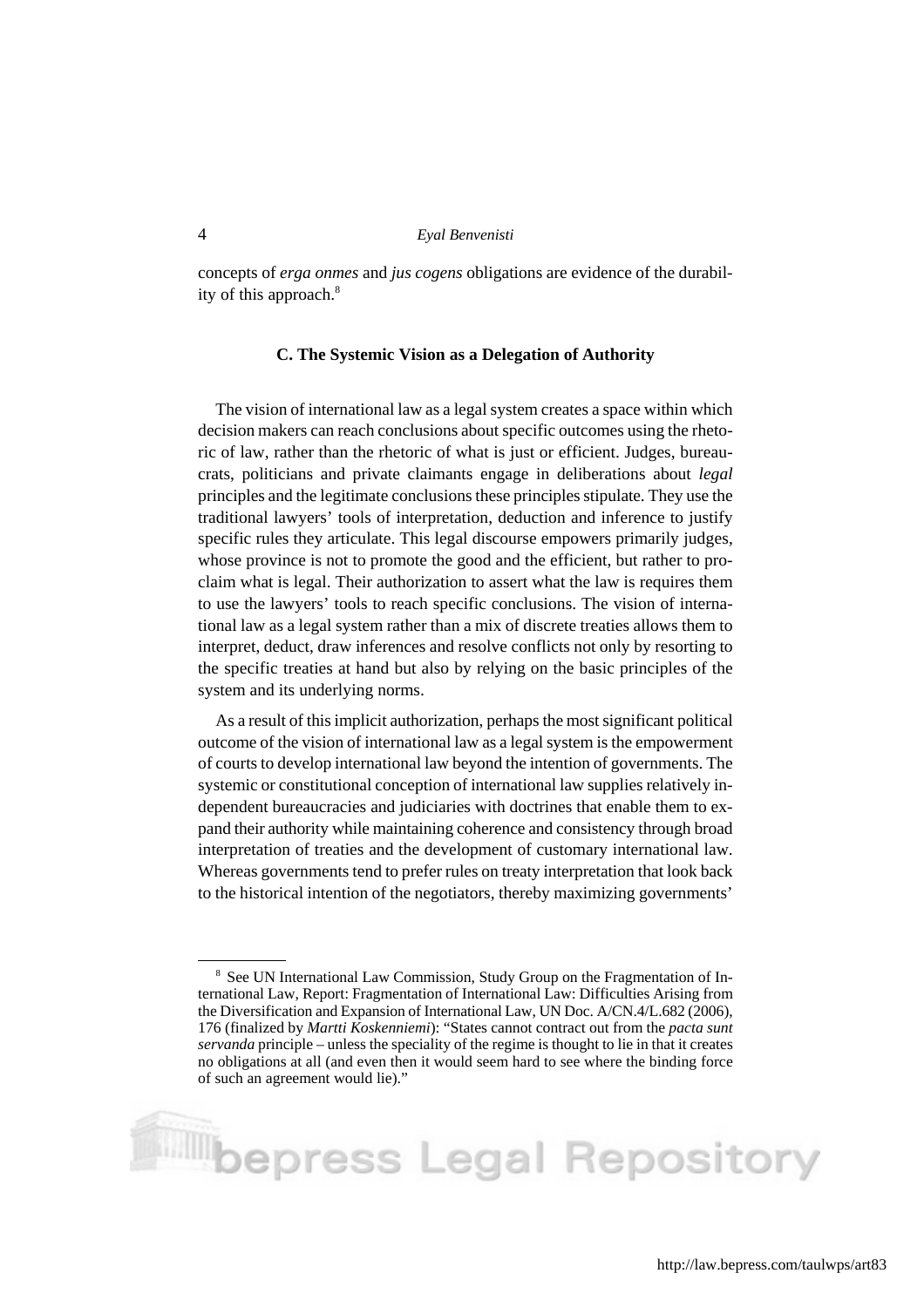concepts of *erga onmes* and *jus cogens* obligations are evidence of the durability of this approach.[8]

### C. The Systemic Vision as a Delegation of Authority

The vision of international law as a legal system creates a space within which decision makers can reach conclusions about specific outcomes using the rhetoric of law, rather than the rhetoric of what is just or efficient. Judges, bureaucrats, politicians and private claimants engage in deliberations about *legal* principles and the legitimate conclusions these principles stipulate. They use the traditional lawyers' tools of interpretation, deduction and inference to justify specific rules they articulate. This legal discourse empowers primarily judges, whose province is not to promote the good and the efficient, but rather to proclaim what is legal. Their authorization to assert what the law is requires them to use the lawyers' tools to reach specific conclusions. The vision of international law as a legal system rather than a mix of discrete treaties allows them to interpret, deduct, draw inferences and resolve conflicts not only by resorting to the specific treaties at hand but also by relying on the basic principles of the system and its underlying norms.

As a result of this implicit authorization, perhaps the most significant political outcome of the vision of international law as a legal system is the empowerment of courts to develop international law beyond the intention of governments. The systemic or constitutional conception of international law supplies relatively independent bureaucracies and judiciaries with doctrines that enable them to expand their authority while maintaining coherence and consistency through broad interpretation of treaties and the development of customary international law. Whereas governments tend to prefer rules on treaty interpretation that look back to the historical intention of the negotiators, thereby maximizing governments'

---

[8] See UN International Law Commission, Study Group on the Fragmentation of International Law, Report: Fragmentation of International Law: Difficulties Arising from the Diversification and Expansion of International Law, UN Doc. A/CN.4/L.682 (2006), 176 (finalized by *Martti Koskenniemi*): "States cannot contract out from the *pacta sunt servanda* principle – unless the speciality of the regime is thought to lie in that it creates no obligations at all (and even then it would seem hard to see where the binding force of such an agreement would lie)."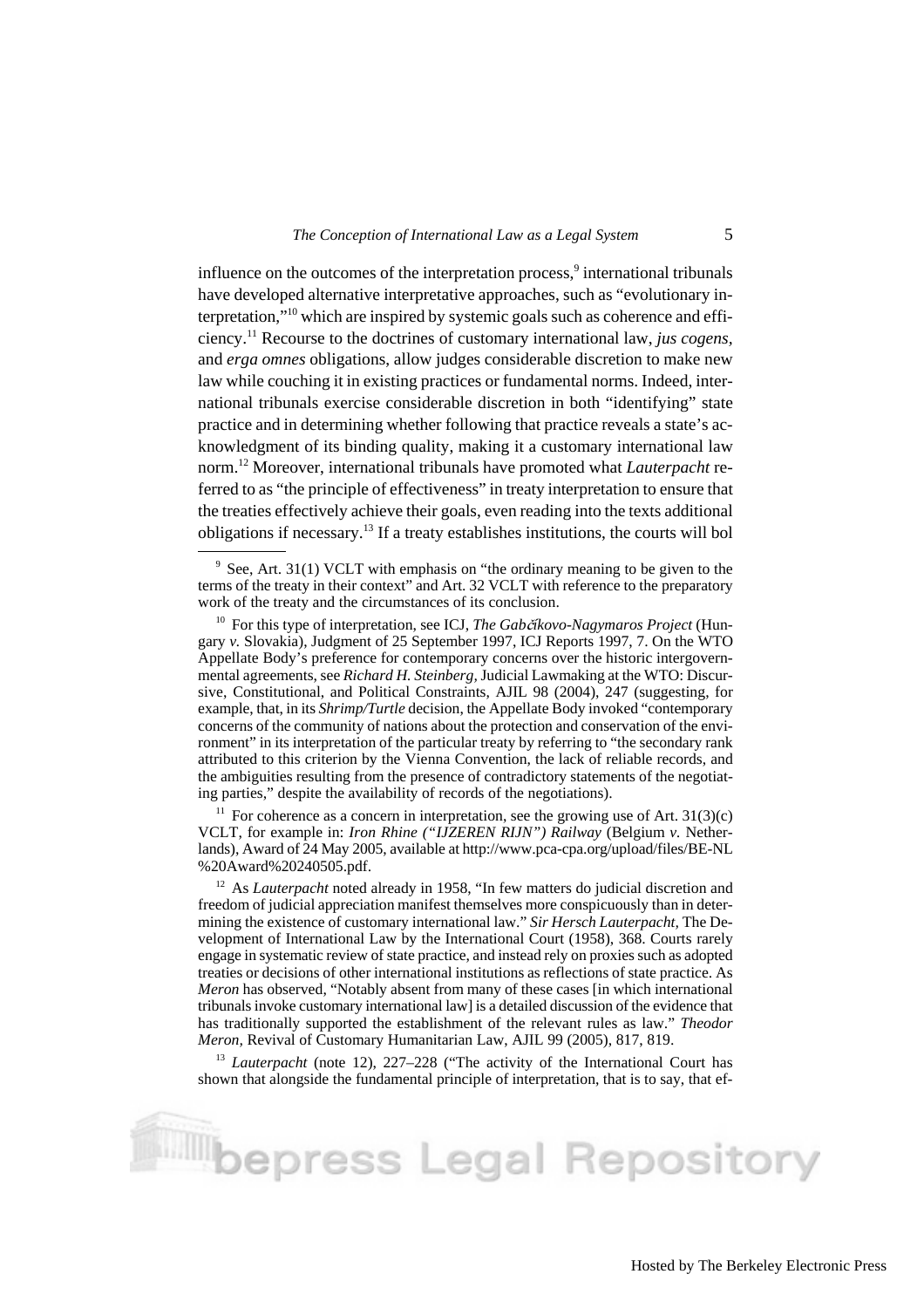influence on the outcomes of the interpretation process,[9] international tribunals have developed alternative interpretative approaches, such as "evolutionary interpretation,"[10] which are inspired by systemic goals such as coherence and efficiency.[11] Recourse to the doctrines of customary international law, *jus cogens*, and *erga omnes* obligations, allow judges considerable discretion to make new law while couching it in existing practices or fundamental norms. Indeed, international tribunals exercise considerable discretion in both "identifying" state practice and in determining whether following that practice reveals a state's acknowledgment of its binding quality, making it a customary international law norm.[12] Moreover, international tribunals have promoted what *Lauterpacht* referred to as "the principle of effectiveness" in treaty interpretation to ensure that the treaties effectively achieve their goals, even reading into the texts additional obligations if necessary.[13] If a treaty establishes institutions, the courts will bol

---

[9] See, Art. 31(1) VCLT with emphasis on "the ordinary meaning to be given to the terms of the treaty in their context" and Art. 32 VCLT with reference to the preparatory work of the treaty and the circumstances of its conclusion.

[10] For this type of interpretation, see ICJ, *The Gabčíkovo-Nagymaros Project* (Hungary *v.* Slovakia), Judgment of 25 September 1997, ICJ Reports 1997, 7. On the WTO Appellate Body's preference for contemporary concerns over the historic intergovernmental agreements, see *Richard H. Steinberg*, Judicial Lawmaking at the WTO: Discursive, Constitutional, and Political Constraints, AJIL 98 (2004), 247 (suggesting, for example, that, in its *Shrimp/Turtle* decision, the Appellate Body invoked "contemporary concerns of the community of nations about the protection and conservation of the environment" in its interpretation of the particular treaty by referring to "the secondary rank attributed to this criterion by the Vienna Convention, the lack of reliable records, and the ambiguities resulting from the presence of contradictory statements of the negotiating parties," despite the availability of records of the negotiations).

[11] For coherence as a concern in interpretation, see the growing use of Art. 31(3)(c) VCLT, for example in: *Iron Rhine ("IJZEREN RIJN") Railway* (Belgium *v.* Netherlands), Award of 24 May 2005, available at http://www.pca-cpa.org/upload/files/BE-NL%20Award%20240505.pdf.

[12] As *Lauterpacht* noted already in 1958, "In few matters do judicial discretion and freedom of judicial appreciation manifest themselves more conspicuously than in determining the existence of customary international law." *Sir Hersch Lauterpacht*, The Development of International Law by the International Court (1958), 368. Courts rarely engage in systematic review of state practice, and instead rely on proxies such as adopted treaties or decisions of other international institutions as reflections of state practice. As *Meron* has observed, "Notably absent from many of these cases [in which international tribunals invoke customary international law] is a detailed discussion of the evidence that has traditionally supported the establishment of the relevant rules as law." *Theodor Meron*, Revival of Customary Humanitarian Law, AJIL 99 (2005), 817, 819.

[13] *Lauterpacht* (note 12), 227–228 ("The activity of the International Court has shown that alongside the fundamental principle of interpretation, that is to say, that ef-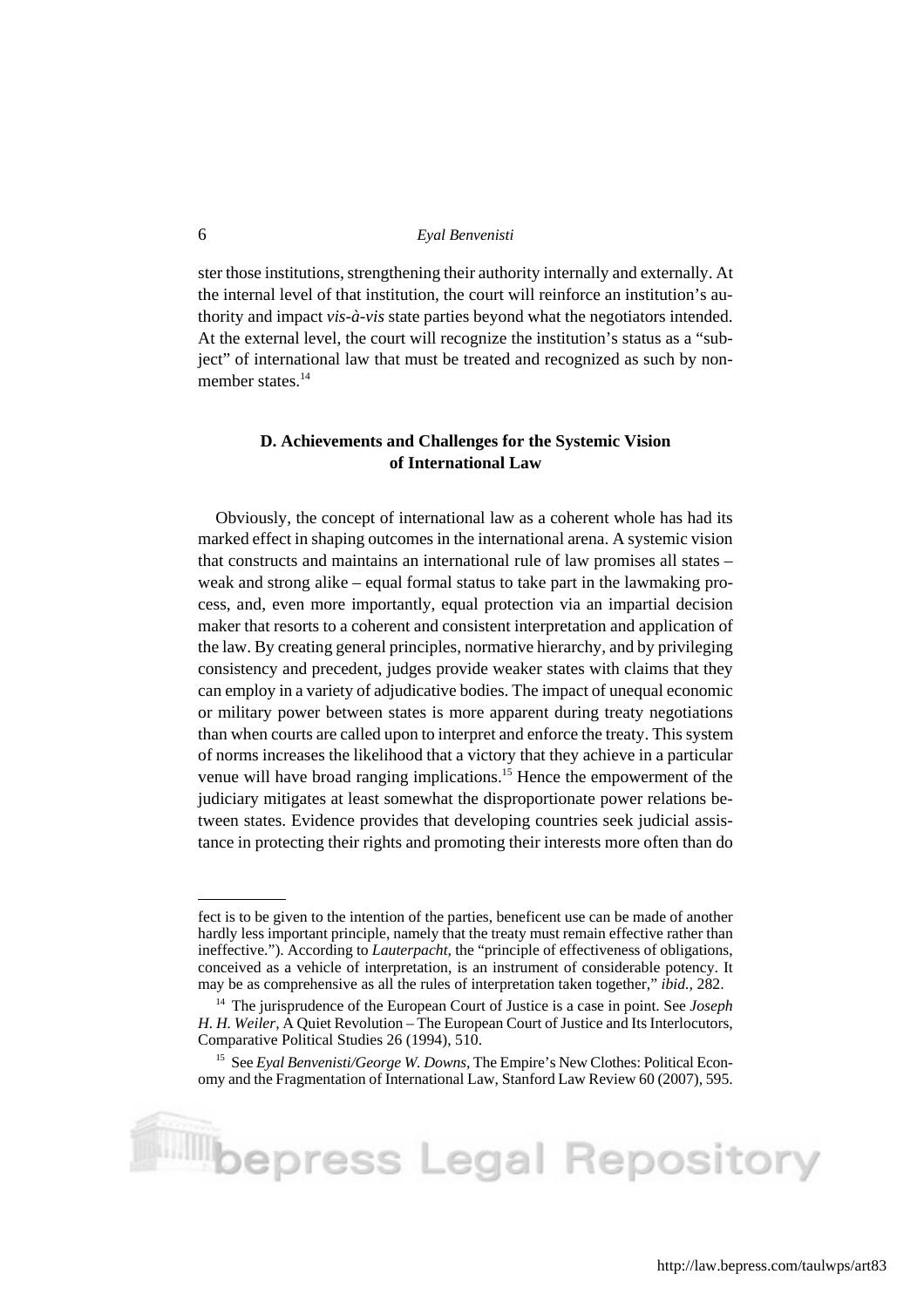ster those institutions, strengthening their authority internally and externally. At the internal level of that institution, the court will reinforce an institution's authority and impact *vis-à-vis* state parties beyond what the negotiators intended. At the external level, the court will recognize the institution's status as a "subject" of international law that must be treated and recognized as such by non-member states.[14]

### D. Achievements and Challenges for the Systemic Vision of International Law

Obviously, the concept of international law as a coherent whole has had its marked effect in shaping outcomes in the international arena. A systemic vision that constructs and maintains an international rule of law promises all states – weak and strong alike – equal formal status to take part in the lawmaking process, and, even more importantly, equal protection via an impartial decision maker that resorts to a coherent and consistent interpretation and application of the law. By creating general principles, normative hierarchy, and by privileging consistency and precedent, judges provide weaker states with claims that they can employ in a variety of adjudicative bodies. The impact of unequal economic or military power between states is more apparent during treaty negotiations than when courts are called upon to interpret and enforce the treaty. This system of norms increases the likelihood that a victory that they achieve in a particular venue will have broad ranging implications.[15] Hence the empowerment of the judiciary mitigates at least somewhat the disproportionate power relations between states. Evidence provides that developing countries seek judicial assistance in protecting their rights and promoting their interests more often than do

---

fect is to be given to the intention of the parties, beneficent use can be made of another hardly less important principle, namely that the treaty must remain effective rather than ineffective."). According to *Lauterpacht*, the "principle of effectiveness of obligations, conceived as a vehicle of interpretation, is an instrument of considerable potency. It may be as comprehensive as all the rules of interpretation taken together," *ibid.*, 282.

[14] The jurisprudence of the European Court of Justice is a case in point. See *Joseph H. H. Weiler*, A Quiet Revolution – The European Court of Justice and Its Interlocutors, Comparative Political Studies 26 (1994), 510.

[15] See *Eyal Benvenisti/George W. Downs*, The Empire's New Clothes: Political Economy and the Fragmentation of International Law, Stanford Law Review 60 (2007), 595.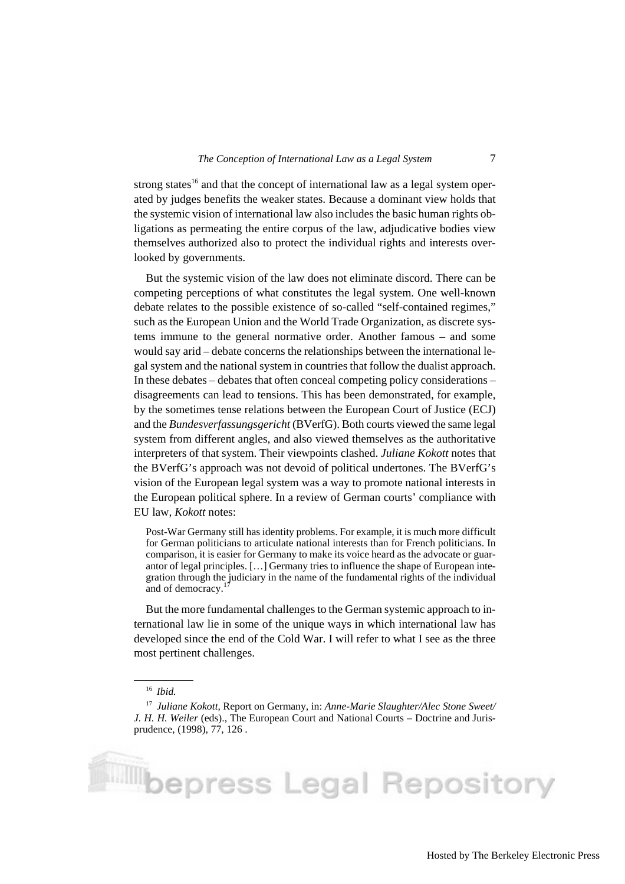strong states[16] and that the concept of international law as a legal system operated by judges benefits the weaker states. Because a dominant view holds that the systemic vision of international law also includes the basic human rights obligations as permeating the entire corpus of the law, adjudicative bodies view themselves authorized also to protect the individual rights and interests overlooked by governments.

But the systemic vision of the law does not eliminate discord. There can be competing perceptions of what constitutes the legal system. One well-known debate relates to the possible existence of so-called "self-contained regimes," such as the European Union and the World Trade Organization, as discrete systems immune to the general normative order. Another famous – and some would say arid – debate concerns the relationships between the international legal system and the national system in countries that follow the dualist approach. In these debates – debates that often conceal competing policy considerations – disagreements can lead to tensions. This has been demonstrated, for example, by the sometimes tense relations between the European Court of Justice (ECJ) and the *Bundesverfassungsgericht* (BVerfG). Both courts viewed the same legal system from different angles, and also viewed themselves as the authoritative interpreters of that system. Their viewpoints clashed. *Juliane Kokott* notes that the BVerfG's approach was not devoid of political undertones. The BVerfG's vision of the European legal system was a way to promote national interests in the European political sphere. In a review of German courts' compliance with EU law, *Kokott* notes:

> Post-War Germany still has identity problems. For example, it is much more difficult for German politicians to articulate national interests than for French politicians. In comparison, it is easier for Germany to make its voice heard as the advocate or guarantor of legal principles. […] Germany tries to influence the shape of European integration through the judiciary in the name of the fundamental rights of the individual and of democracy.[17]

But the more fundamental challenges to the German systemic approach to international law lie in some of the unique ways in which international law has developed since the end of the Cold War. I will refer to what I see as the three most pertinent challenges.

---

[16] *Ibid.*

[17] *Juliane Kokott*, Report on Germany, in: *Anne-Marie Slaughter/Alec Stone Sweet/ J. H. H. Weiler* (eds)., The European Court and National Courts – Doctrine and Jurisprudence, (1998), 77, 126 .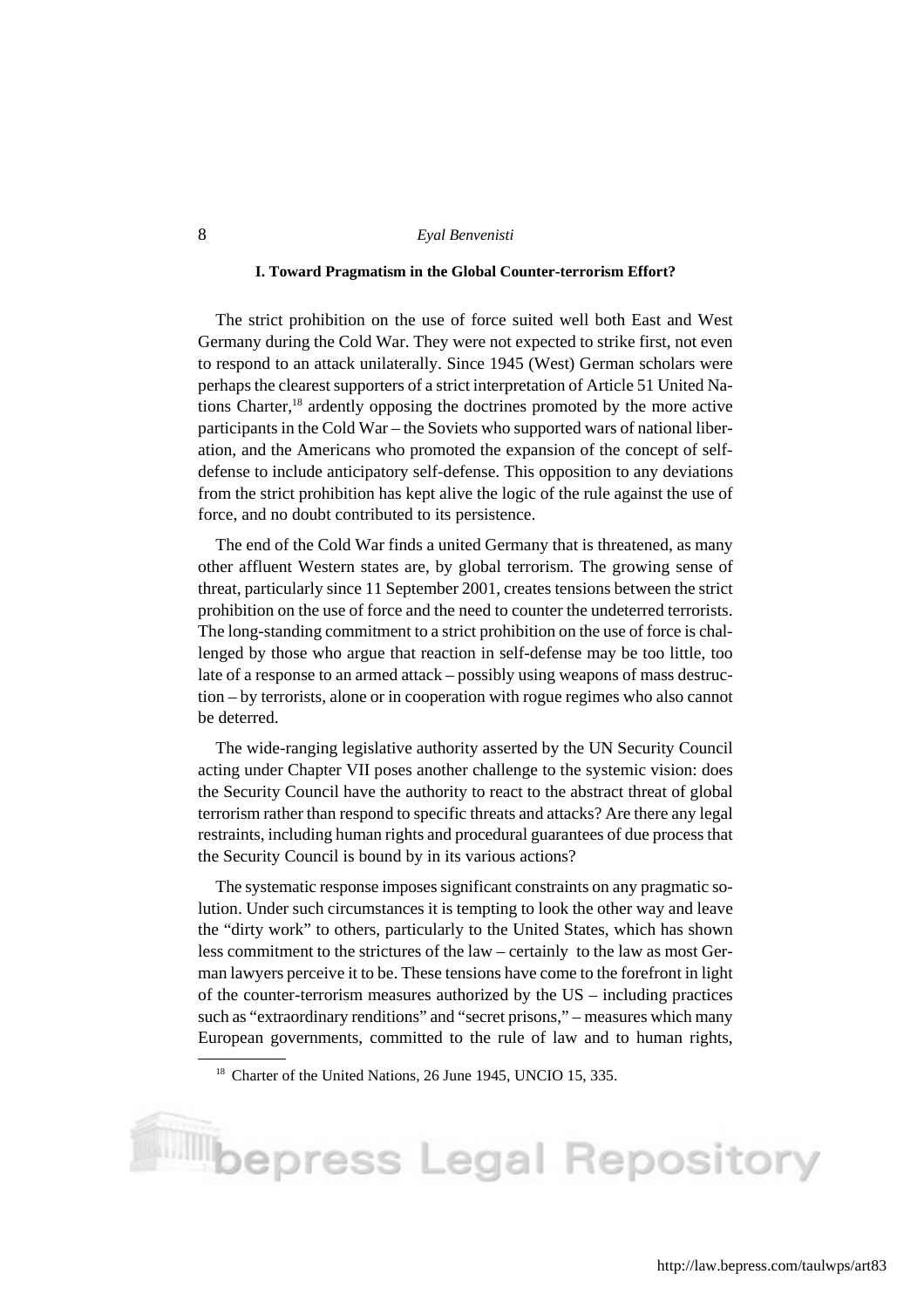### I. Toward Pragmatism in the Global Counter-terrorism Effort?

The strict prohibition on the use of force suited well both East and West Germany during the Cold War. They were not expected to strike first, not even to respond to an attack unilaterally. Since 1945 (West) German scholars were perhaps the clearest supporters of a strict interpretation of Article 51 United Nations Charter,[18] ardently opposing the doctrines promoted by the more active participants in the Cold War – the Soviets who supported wars of national liberation, and the Americans who promoted the expansion of the concept of self-defense to include anticipatory self-defense. This opposition to any deviations from the strict prohibition has kept alive the logic of the rule against the use of force, and no doubt contributed to its persistence.

The end of the Cold War finds a united Germany that is threatened, as many other affluent Western states are, by global terrorism. The growing sense of threat, particularly since 11 September 2001, creates tensions between the strict prohibition on the use of force and the need to counter the undeterred terrorists. The long-standing commitment to a strict prohibition on the use of force is challenged by those who argue that reaction in self-defense may be too little, too late of a response to an armed attack – possibly using weapons of mass destruction – by terrorists, alone or in cooperation with rogue regimes who also cannot be deterred.

The wide-ranging legislative authority asserted by the UN Security Council acting under Chapter VII poses another challenge to the systemic vision: does the Security Council have the authority to react to the abstract threat of global terrorism rather than respond to specific threats and attacks? Are there any legal restraints, including human rights and procedural guarantees of due process that the Security Council is bound by in its various actions?

The systematic response imposes significant constraints on any pragmatic solution. Under such circumstances it is tempting to look the other way and leave the "dirty work" to others, particularly to the United States, which has shown less commitment to the strictures of the law – certainly to the law as most German lawyers perceive it to be. These tensions have come to the forefront in light of the counter-terrorism measures authorized by the US – including practices such as "extraordinary renditions" and "secret prisons," – measures which many European governments, committed to the rule of law and to human rights,

[18] Charter of the United Nations, 26 June 1945, UNCIO 15, 335.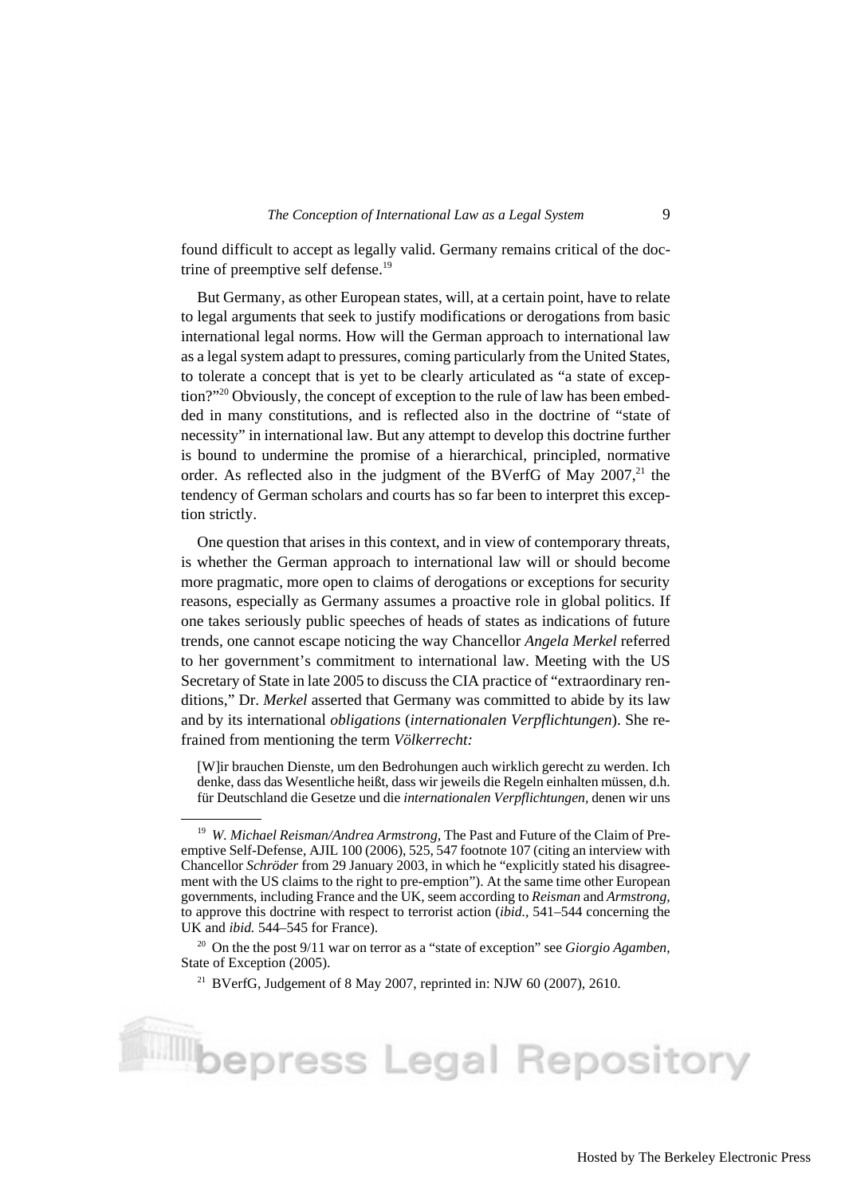found difficult to accept as legally valid. Germany remains critical of the doctrine of preemptive self defense.[19]

But Germany, as other European states, will, at a certain point, have to relate to legal arguments that seek to justify modifications or derogations from basic international legal norms. How will the German approach to international law as a legal system adapt to pressures, coming particularly from the United States, to tolerate a concept that is yet to be clearly articulated as "a state of exception?"[20] Obviously, the concept of exception to the rule of law has been embedded in many constitutions, and is reflected also in the doctrine of "state of necessity" in international law. But any attempt to develop this doctrine further is bound to undermine the promise of a hierarchical, principled, normative order. As reflected also in the judgment of the BVerfG of May 2007,[21] the tendency of German scholars and courts has so far been to interpret this exception strictly.

One question that arises in this context, and in view of contemporary threats, is whether the German approach to international law will or should become more pragmatic, more open to claims of derogations or exceptions for security reasons, especially as Germany assumes a proactive role in global politics. If one takes seriously public speeches of heads of states as indications of future trends, one cannot escape noticing the way Chancellor *Angela Merkel* referred to her government's commitment to international law. Meeting with the US Secretary of State in late 2005 to discuss the CIA practice of "extraordinary renditions," Dr. *Merkel* asserted that Germany was committed to abide by its law and by its international *obligations* (*internationalen Verpflichtungen*). She refrained from mentioning the term *Völkerrecht:*

> [W]ir brauchen Dienste, um den Bedrohungen auch wirklich gerecht zu werden. Ich denke, dass das Wesentliche heißt, dass wir jeweils die Regeln einhalten müssen, d.h. für Deutschland die Gesetze und die *internationalen Verpflichtungen*, denen wir uns

---

[19] *W. Michael Reisman/Andrea Armstrong,* The Past and Future of the Claim of Preemptive Self-Defense, AJIL 100 (2006), 525, 547 footnote 107 (citing an interview with Chancellor *Schröder* from 29 January 2003, in which he "explicitly stated his disagreement with the US claims to the right to pre-emption"). At the same time other European governments, including France and the UK, seem according to *Reisman* and *Armstrong,* to approve this doctrine with respect to terrorist action (*ibid.,* 541–544 concerning the UK and *ibid.* 544–545 for France).

[20] On the the post 9/11 war on terror as a "state of exception" see *Giorgio Agamben,* State of Exception (2005).

[21] BVerfG, Judgement of 8 May 2007, reprinted in: NJW 60 (2007), 2610.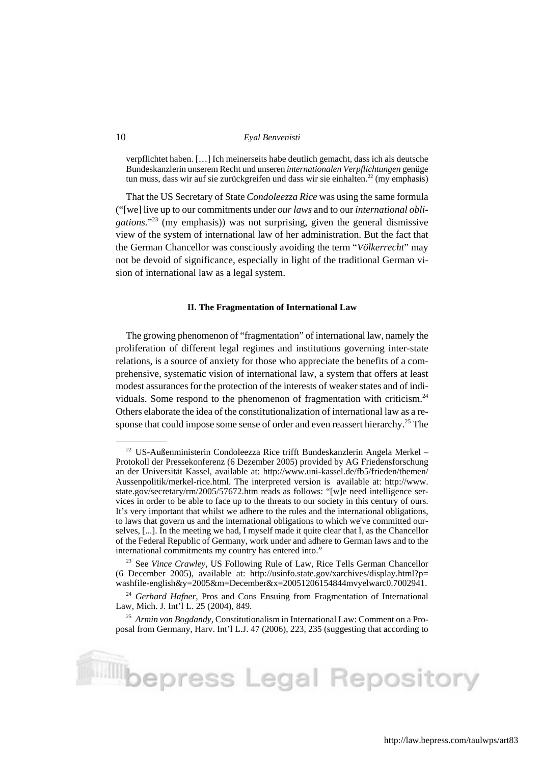> verpflichtet haben. […] Ich meinerseits habe deutlich gemacht, dass ich als deutsche Bundeskanzlerin unserem Recht und unseren *internationalen Verpflichtungen* genüge tun muss, dass wir auf sie zurückgreifen und dass wir sie einhalten.[22] (my emphasis)

That the US Secretary of State *Condoleezza Rice* was using the same formula ("[we] live up to our commitments under *our laws* and to our *international obligations*."[23] (my emphasis)) was not surprising, given the general dismissive view of the system of international law of her administration. But the fact that the German Chancellor was consciously avoiding the term "*Völkerrecht*" may not be devoid of significance, especially in light of the traditional German vision of international law as a legal system.

## II. The Fragmentation of International Law

The growing phenomenon of "fragmentation" of international law, namely the proliferation of different legal regimes and institutions governing inter-state relations, is a source of anxiety for those who appreciate the benefits of a comprehensive, systematic vision of international law, a system that offers at least modest assurances for the protection of the interests of weaker states and of individuals. Some respond to the phenomenon of fragmentation with criticism.[24] Others elaborate the idea of the constitutionalization of international law as a response that could impose some sense of order and even reassert hierarchy.[25] The

---

[22] US-Außenministerin Condoleezza Rice trifft Bundeskanzlerin Angela Merkel – Protokoll der Pressekonferenz (6 Dezember 2005) provided by AG Friedensforschung an der Universität Kassel, available at: http://www.uni-kassel.de/fb5/frieden/themen/Aussenpolitik/merkel-rice.html. The interpreted version is available at: http://www.state.gov/secretary/rm/2005/57672.htm reads as follows: "[w]e need intelligence services in order to be able to face up to the threats to our society in this century of ours. It's very important that whilst we adhere to the rules and the international obligations, to laws that govern us and the international obligations to which we've committed ourselves, [...]. In the meeting we had, I myself made it quite clear that I, as the Chancellor of the Federal Republic of Germany, work under and adhere to German laws and to the international commitments my country has entered into."

[23] See *Vince Crawley*, US Following Rule of Law, Rice Tells German Chancellor (6 December 2005), available at: http://usinfo.state.gov/xarchives/display.html?p=washfile-english&y=2005&m=December&x=20051206154844mvyelwarc0.7002941.

[24] *Gerhard Hafner*, Pros and Cons Ensuing from Fragmentation of International Law, Mich. J. Int'l L. 25 (2004), 849.

[25] *Armin von Bogdandy*, Constitutionalism in International Law: Comment on a Proposal from Germany, Harv. Int'l L.J. 47 (2006), 223, 235 (suggesting that according to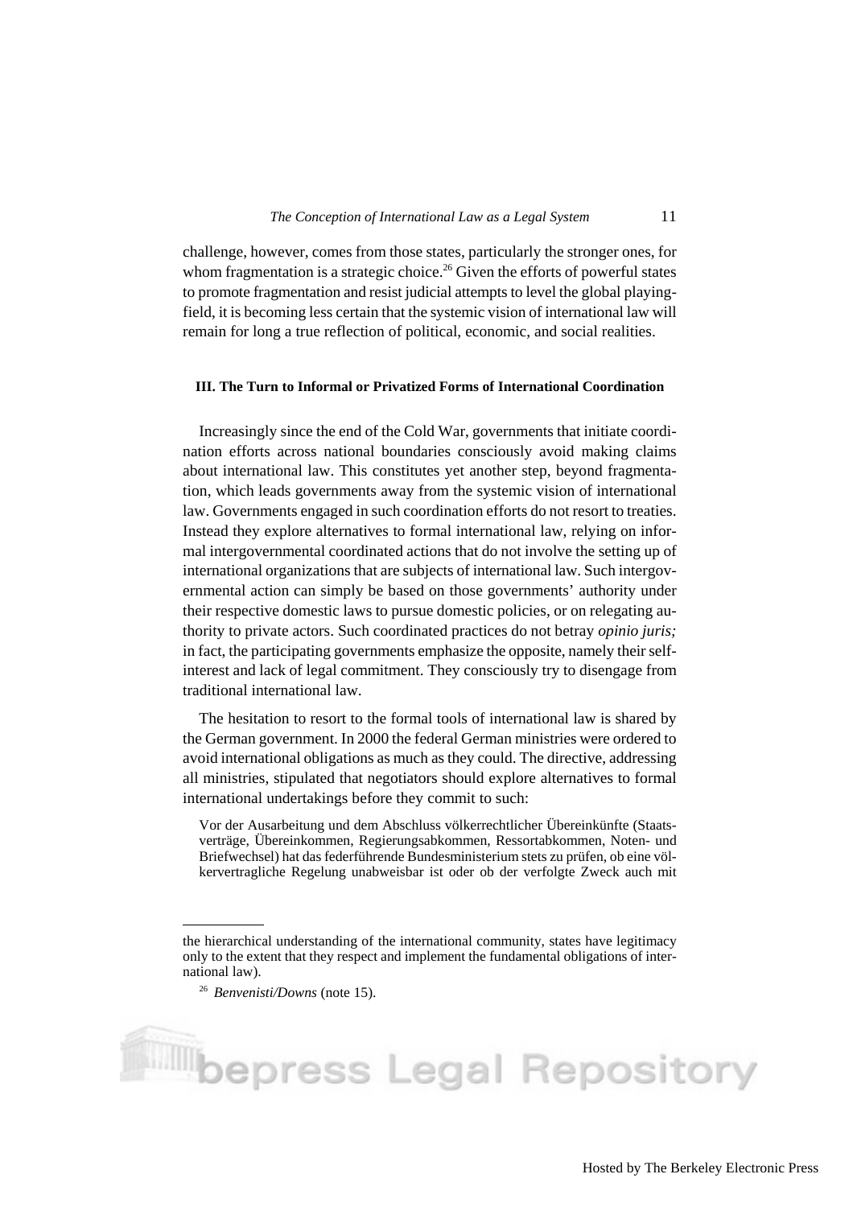challenge, however, comes from those states, particularly the stronger ones, for whom fragmentation is a strategic choice.[26] Given the efforts of powerful states to promote fragmentation and resist judicial attempts to level the global playing-field, it is becoming less certain that the systemic vision of international law will remain for long a true reflection of political, economic, and social realities.

### III. The Turn to Informal or Privatized Forms of International Coordination

Increasingly since the end of the Cold War, governments that initiate coordination efforts across national boundaries consciously avoid making claims about international law. This constitutes yet another step, beyond fragmentation, which leads governments away from the systemic vision of international law. Governments engaged in such coordination efforts do not resort to treaties. Instead they explore alternatives to formal international law, relying on informal intergovernmental coordinated actions that do not involve the setting up of international organizations that are subjects of international law. Such intergovernmental action can simply be based on those governments' authority under their respective domestic laws to pursue domestic policies, or on relegating authority to private actors. Such coordinated practices do not betray *opinio juris;* in fact, the participating governments emphasize the opposite, namely their self-interest and lack of legal commitment. They consciously try to disengage from traditional international law.

The hesitation to resort to the formal tools of international law is shared by the German government. In 2000 the federal German ministries were ordered to avoid international obligations as much as they could. The directive, addressing all ministries, stipulated that negotiators should explore alternatives to formal international undertakings before they commit to such:

> Vor der Ausarbeitung und dem Abschluss völkerrechtlicher Übereinkünfte (Staatsverträge, Übereinkommen, Regierungsabkommen, Ressortabkommen, Noten- und Briefwechsel) hat das federführende Bundesministerium stets zu prüfen, ob eine völkervertragliche Regelung unabweisbar ist oder ob der verfolgte Zweck auch mit

---

the hierarchical understanding of the international community, states have legitimacy only to the extent that they respect and implement the fundamental obligations of international law).

[26] *Benvenisti/Downs* (note 15).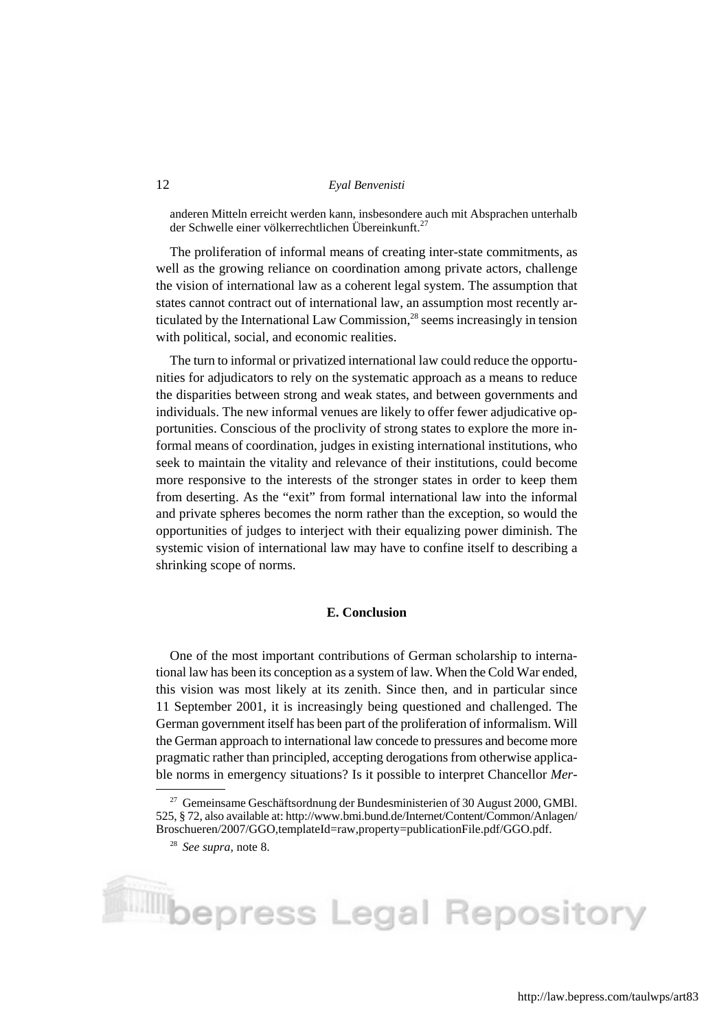anderen Mitteln erreicht werden kann, insbesondere auch mit Absprachen unterhalb der Schwelle einer völkerrechtlichen Übereinkunft.[27]

The proliferation of informal means of creating inter-state commitments, as well as the growing reliance on coordination among private actors, challenge the vision of international law as a coherent legal system. The assumption that states cannot contract out of international law, an assumption most recently articulated by the International Law Commission,[28] seems increasingly in tension with political, social, and economic realities.

The turn to informal or privatized international law could reduce the opportunities for adjudicators to rely on the systematic approach as a means to reduce the disparities between strong and weak states, and between governments and individuals. The new informal venues are likely to offer fewer adjudicative opportunities. Conscious of the proclivity of strong states to explore the more informal means of coordination, judges in existing international institutions, who seek to maintain the vitality and relevance of their institutions, could become more responsive to the interests of the stronger states in order to keep them from deserting. As the "exit" from formal international law into the informal and private spheres becomes the norm rather than the exception, so would the opportunities of judges to interject with their equalizing power diminish. The systemic vision of international law may have to confine itself to describing a shrinking scope of norms.

## E. Conclusion

One of the most important contributions of German scholarship to international law has been its conception as a system of law. When the Cold War ended, this vision was most likely at its zenith. Since then, and in particular since 11 September 2001, it is increasingly being questioned and challenged. The German government itself has been part of the proliferation of informalism. Will the German approach to international law concede to pressures and become more pragmatic rather than principled, accepting derogations from otherwise applicable norms in emergency situations? Is it possible to interpret Chancellor *Mer-*

---

[27] Gemeinsame Geschäftsordnung der Bundesministerien of 30 August 2000, GMBl. 525, § 72, also available at: http://www.bmi.bund.de/Internet/Content/Common/Anlagen/Broschueren/2007/GGO,templateId=raw,property=publicationFile.pdf/GGO.pdf.

[28] *See supra,* note 8.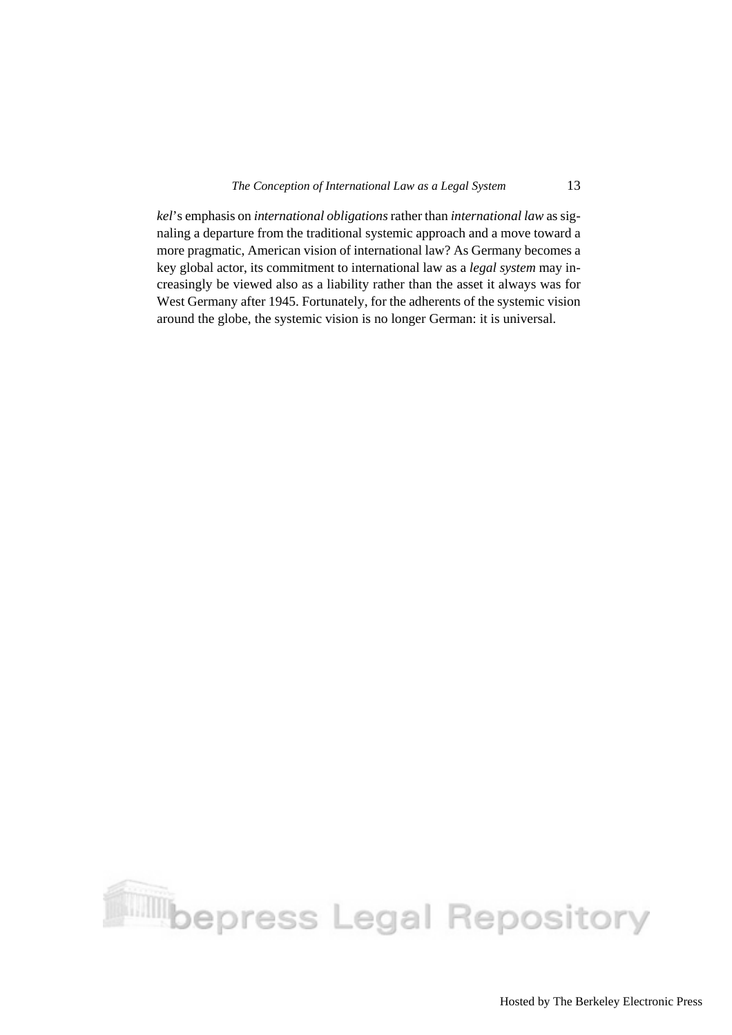*kel*'s emphasis on *international obligations* rather than *international law* as signaling a departure from the traditional systemic approach and a move toward a more pragmatic, American vision of international law? As Germany becomes a key global actor, its commitment to international law as a *legal system* may increasingly be viewed also as a liability rather than the asset it always was for West Germany after 1945. Fortunately, for the adherents of the systemic vision around the globe, the systemic vision is no longer German: it is universal.